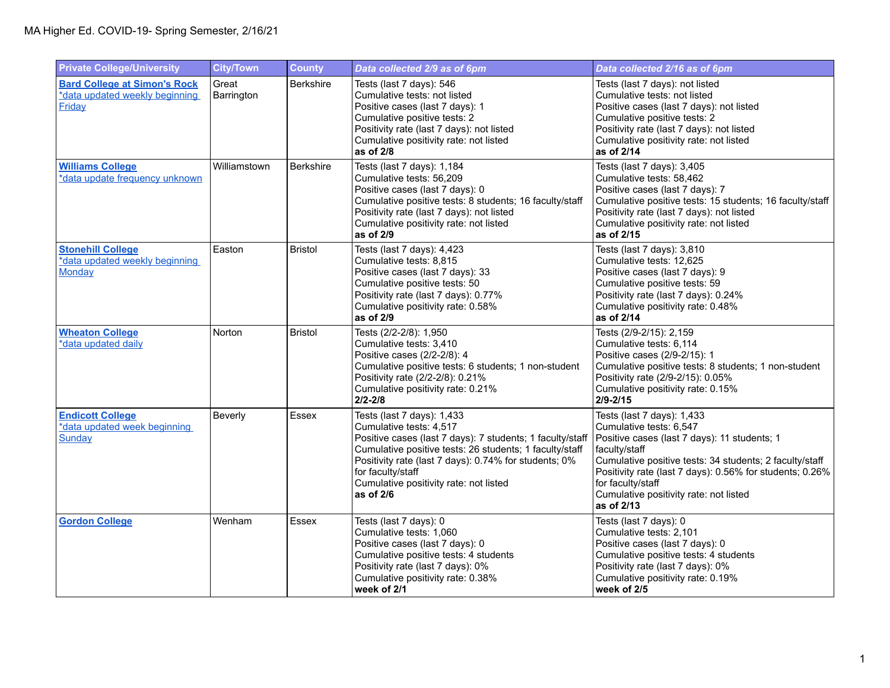MA Higher Ed. COVID-19- Spring Semester, 2/16/21

| Private College/University | City/Town | County | *Data collected 2/9 as of 6pm* | *Data collected 2/16 as of 6pm* |
|---|---|---|---|---|
| **Bard College at Simon's Rock**<br>*data updated weekly beginning Friday | Great Barrington | Berkshire | Tests (last 7 days): 546<br>Cumulative tests: not listed<br>Positive cases (last 7 days): 1<br>Cumulative positive tests: 2<br>Positivity rate (last 7 days): not listed<br>Cumulative positivity rate: not listed<br>**as of 2/8** | Tests (last 7 days): not listed<br>Cumulative tests: not listed<br>Positive cases (last 7 days): not listed<br>Cumulative positive tests: 2<br>Positivity rate (last 7 days): not listed<br>Cumulative positivity rate: not listed<br>**as of 2/14** |
| **Williams College**<br>*data update frequency unknown | Williamstown | Berkshire | Tests (last 7 days): 1,184<br>Cumulative tests: 56,209<br>Positive cases (last 7 days): 0<br>Cumulative positive tests: 8 students; 16 faculty/staff<br>Positivity rate (last 7 days): not listed<br>Cumulative positivity rate: not listed<br>**as of 2/9** | Tests (last 7 days): 3,405<br>Cumulative tests: 58,462<br>Positive cases (last 7 days): 7<br>Cumulative positive tests: 15 students; 16 faculty/staff<br>Positivity rate (last 7 days): not listed<br>Cumulative positivity rate: not listed<br>**as of 2/15** |
| **Stonehill College**<br>*data updated weekly beginning Monday | Easton | Bristol | Tests (last 7 days): 4,423<br>Cumulative tests: 8,815<br>Positive cases (last 7 days): 33<br>Cumulative positive tests: 50<br>Positivity rate (last 7 days): 0.77%<br>Cumulative positivity rate: 0.58%<br>**as of 2/9** | Tests (last 7 days): 3,810<br>Cumulative tests: 12,625<br>Positive cases (last 7 days): 9<br>Cumulative positive tests: 59<br>Positivity rate (last 7 days): 0.24%<br>Cumulative positivity rate: 0.48%<br>**as of 2/14** |
| **Wheaton College**<br>*data updated daily | Norton | Bristol | Tests (2/2-2/8): 1,950<br>Cumulative tests: 3,410<br>Positive cases (2/2-2/8): 4<br>Cumulative positive tests: 6 students; 1 non-student<br>Positivity rate (2/2-2/8): 0.21%<br>Cumulative positivity rate: 0.21%<br>**2/2-2/8** | Tests (2/9-2/15): 2,159<br>Cumulative tests: 6,114<br>Positive cases (2/9-2/15): 1<br>Cumulative positive tests: 8 students; 1 non-student<br>Positivity rate (2/9-2/15): 0.05%<br>Cumulative positivity rate: 0.15%<br>**2/9-2/15** |
| **Endicott College**<br>*data updated week beginning Sunday | Beverly | Essex | Tests (last 7 days): 1,433<br>Cumulative tests: 4,517<br>Positive cases (last 7 days): 7 students; 1 faculty/staff<br>Cumulative positive tests: 26 students; 1 faculty/staff<br>Positivity rate (last 7 days): 0.74% for students; 0% for faculty/staff<br>Cumulative positivity rate: not listed<br>**as of 2/6** | Tests (last 7 days): 1,433<br>Cumulative tests: 6,547<br>Positive cases (last 7 days): 11 students; 1 faculty/staff<br>Cumulative positive tests: 34 students; 2 faculty/staff<br>Positivity rate (last 7 days): 0.56% for students; 0.26% for faculty/staff<br>Cumulative positivity rate: not listed<br>**as of 2/13** |
| **Gordon College** | Wenham | Essex | Tests (last 7 days): 0<br>Cumulative tests: 1,060<br>Positive cases (last 7 days): 0<br>Cumulative positive tests: 4 students<br>Positivity rate (last 7 days): 0%<br>Cumulative positivity rate: 0.38%<br>**week of 2/1** | Tests (last 7 days): 0<br>Cumulative tests: 2,101<br>Positive cases (last 7 days): 0<br>Cumulative positive tests: 4 students<br>Positivity rate (last 7 days): 0%<br>Cumulative positivity rate: 0.19%<br>**week of 2/5** |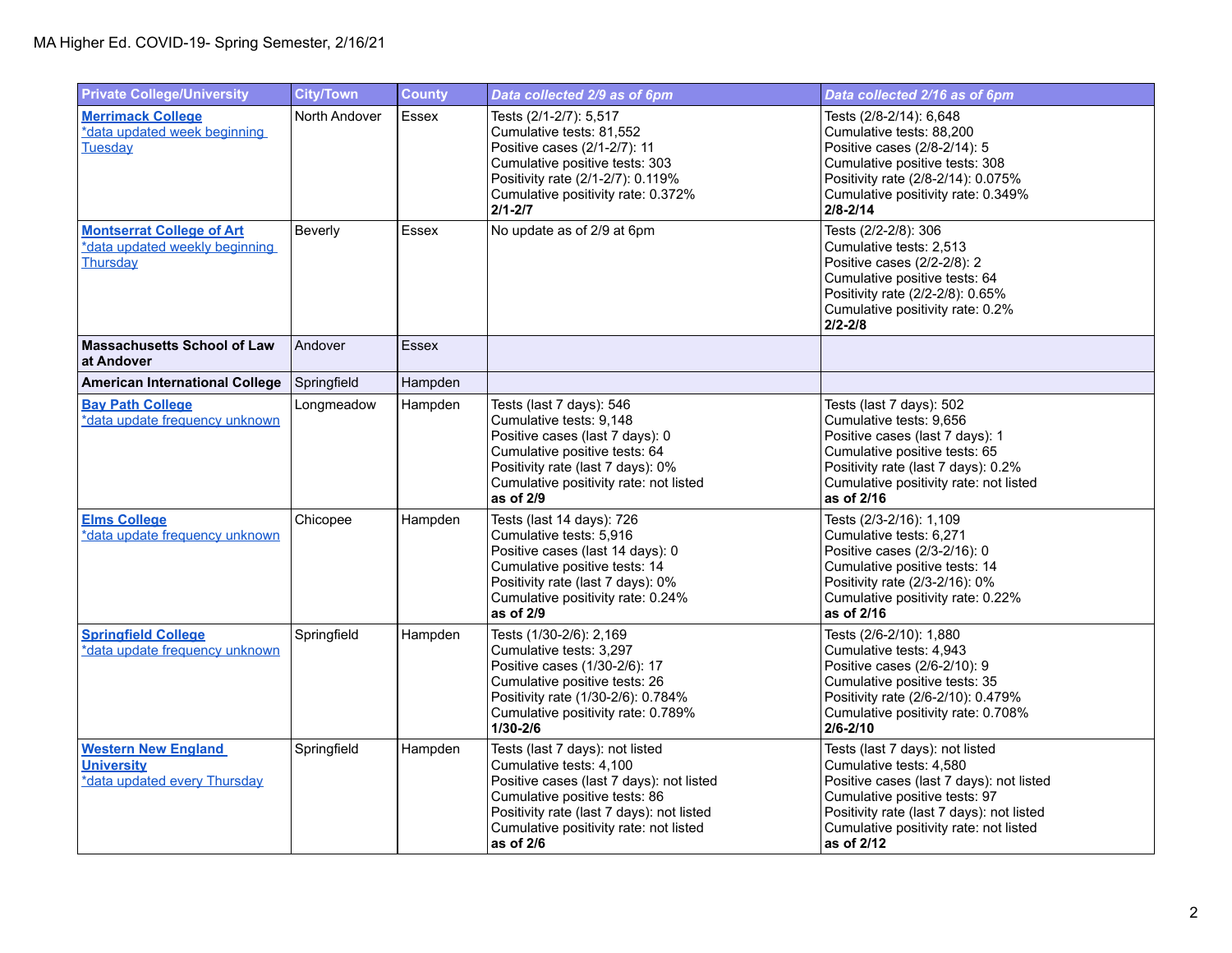MA Higher Ed. COVID-19- Spring Semester, 2/16/21

| Private College/University | City/Town | County | *Data collected 2/9 as of 6pm* | *Data collected 2/16 as of 6pm* |
|---|---|---|---|---|
| **Merrimack College** *data updated week beginning Tuesday | North Andover | Essex | Tests (2/1-2/7): 5,517<br>Cumulative tests: 81,552<br>Positive cases (2/1-2/7): 11<br>Cumulative positive tests: 303<br>Positivity rate (2/1-2/7): 0.119%<br>Cumulative positivity rate: 0.372%<br>**2/1-2/7** | Tests (2/8-2/14): 6,648<br>Cumulative tests: 88,200<br>Positive cases (2/8-2/14): 5<br>Cumulative positive tests: 308<br>Positivity rate (2/8-2/14): 0.075%<br>Cumulative positivity rate: 0.349%<br>**2/8-2/14** |
| **Montserrat College of Art** *data updated weekly beginning Thursday | Beverly | Essex | No update as of 2/9 at 6pm | Tests (2/2-2/8): 306<br>Cumulative tests: 2,513<br>Positive cases (2/2-2/8): 2<br>Cumulative positive tests: 64<br>Positivity rate (2/2-2/8): 0.65%<br>Cumulative positivity rate: 0.2%<br>**2/2-2/8** |
| **Massachusetts School of Law at Andover** | Andover | Essex | | |
| **American International College** | Springfield | Hampden | | |
| **Bay Path College** *data update frequency unknown | Longmeadow | Hampden | Tests (last 7 days): 546<br>Cumulative tests: 9,148<br>Positive cases (last 7 days): 0<br>Cumulative positive tests: 64<br>Positivity rate (last 7 days): 0%<br>Cumulative positivity rate: not listed<br>**as of 2/9** | Tests (last 7 days): 502<br>Cumulative tests: 9,656<br>Positive cases (last 7 days): 1<br>Cumulative positive tests: 65<br>Positivity rate (last 7 days): 0.2%<br>Cumulative positivity rate: not listed<br>**as of 2/16** |
| **Elms College** *data update frequency unknown | Chicopee | Hampden | Tests (last 14 days): 726<br>Cumulative tests: 5,916<br>Positive cases (last 14 days): 0<br>Cumulative positive tests: 14<br>Positivity rate (last 7 days): 0%<br>Cumulative positivity rate: 0.24%<br>**as of 2/9** | Tests (2/3-2/16): 1,109<br>Cumulative tests: 6,271<br>Positive cases (2/3-2/16): 0<br>Cumulative positive tests: 14<br>Positivity rate (2/3-2/16): 0%<br>Cumulative positivity rate: 0.22%<br>**as of 2/16** |
| **Springfield College** *data update frequency unknown | Springfield | Hampden | Tests (1/30-2/6): 2,169<br>Cumulative tests: 3,297<br>Positive cases (1/30-2/6): 17<br>Cumulative positive tests: 26<br>Positivity rate (1/30-2/6): 0.784%<br>Cumulative positivity rate: 0.789%<br>**1/30-2/6** | Tests (2/6-2/10): 1,880<br>Cumulative tests: 4,943<br>Positive cases (2/6-2/10): 9<br>Cumulative positive tests: 35<br>Positivity rate (2/6-2/10): 0.479%<br>Cumulative positivity rate: 0.708%<br>**2/6-2/10** |
| **Western New England University** *data updated every Thursday | Springfield | Hampden | Tests (last 7 days): not listed<br>Cumulative tests: 4,100<br>Positive cases (last 7 days): not listed<br>Cumulative positive tests: 86<br>Positivity rate (last 7 days): not listed<br>Cumulative positivity rate: not listed<br>**as of 2/6** | Tests (last 7 days): not listed<br>Cumulative tests: 4,580<br>Positive cases (last 7 days): not listed<br>Cumulative positive tests: 97<br>Positivity rate (last 7 days): not listed<br>Cumulative positivity rate: not listed<br>**as of 2/12** |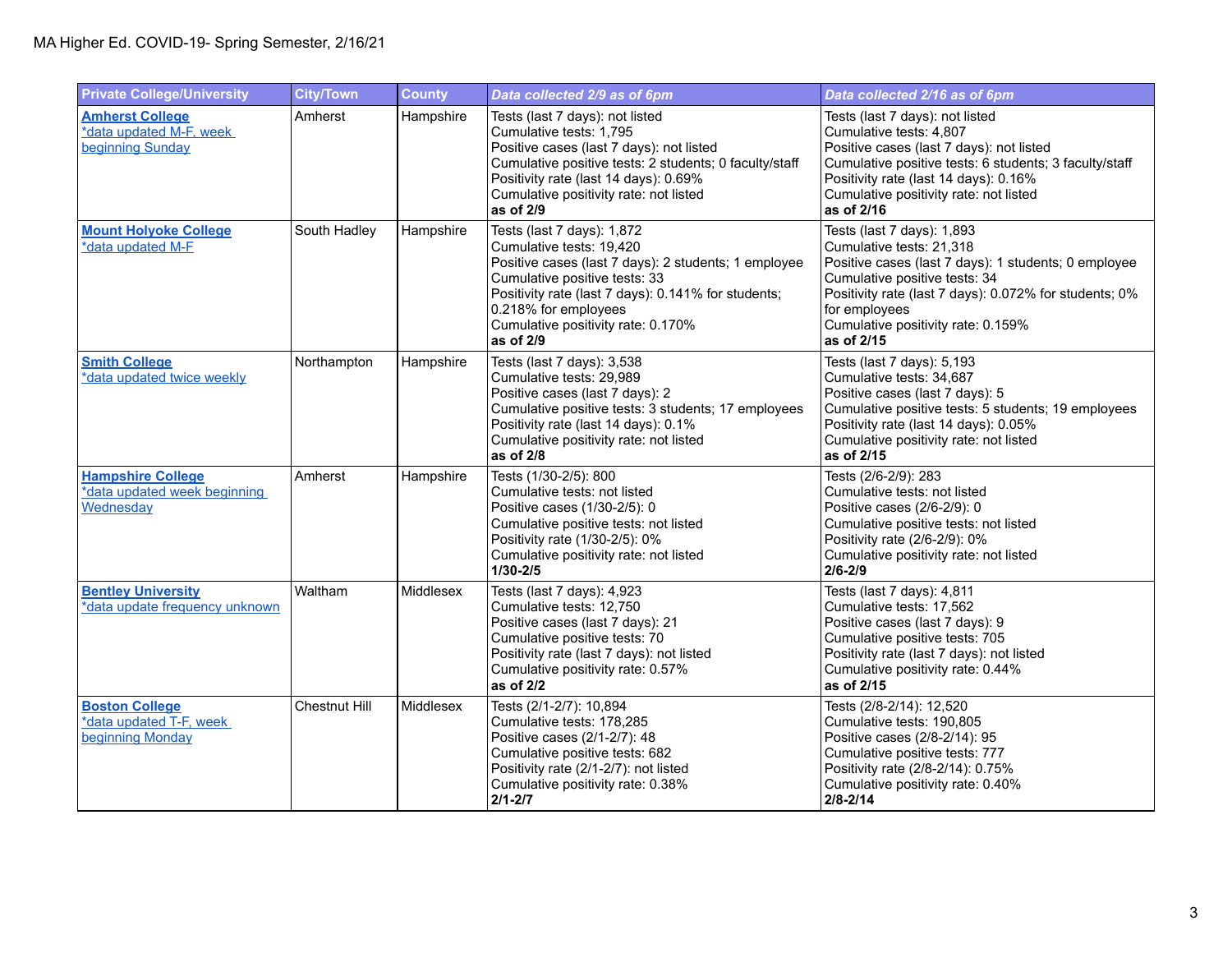MA Higher Ed. COVID-19- Spring Semester, 2/16/21

| Private College/University | City/Town | County | *Data collected 2/9 as of 6pm* | *Data collected 2/16 as of 6pm* |
|---|---|---|---|---|
| **Amherst College** *data updated M-F, week beginning Sunday | Amherst | Hampshire | Tests (last 7 days): not listed<br>Cumulative tests: 1,795<br>Positive cases (last 7 days): not listed<br>Cumulative positive tests: 2 students; 0 faculty/staff<br>Positivity rate (last 14 days): 0.69%<br>Cumulative positivity rate: not listed<br>**as of 2/9** | Tests (last 7 days): not listed<br>Cumulative tests: 4,807<br>Positive cases (last 7 days): not listed<br>Cumulative positive tests: 6 students; 3 faculty/staff<br>Positivity rate (last 14 days): 0.16%<br>Cumulative positivity rate: not listed<br>**as of 2/16** |
| **Mount Holyoke College** *data updated M-F | South Hadley | Hampshire | Tests (last 7 days): 1,872<br>Cumulative tests: 19,420<br>Positive cases (last 7 days): 2 students; 1 employee<br>Cumulative positive tests: 33<br>Positivity rate (last 7 days): 0.141% for students; 0.218% for employees<br>Cumulative positivity rate: 0.170%<br>**as of 2/9** | Tests (last 7 days): 1,893<br>Cumulative tests: 21,318<br>Positive cases (last 7 days): 1 students; 0 employee<br>Cumulative positive tests: 34<br>Positivity rate (last 7 days): 0.072% for students; 0% for employees<br>Cumulative positivity rate: 0.159%<br>**as of 2/15** |
| **Smith College** *data updated twice weekly | Northampton | Hampshire | Tests (last 7 days): 3,538<br>Cumulative tests: 29,989<br>Positive cases (last 7 days): 2<br>Cumulative positive tests: 3 students; 17 employees<br>Positivity rate (last 14 days): 0.1%<br>Cumulative positivity rate: not listed<br>**as of 2/8** | Tests (last 7 days): 5,193<br>Cumulative tests: 34,687<br>Positive cases (last 7 days): 5<br>Cumulative positive tests: 5 students; 19 employees<br>Positivity rate (last 14 days): 0.05%<br>Cumulative positivity rate: not listed<br>**as of 2/15** |
| **Hampshire College** *data updated week beginning Wednesday | Amherst | Hampshire | Tests (1/30-2/5): 800<br>Cumulative tests: not listed<br>Positive cases (1/30-2/5): 0<br>Cumulative positive tests: not listed<br>Positivity rate (1/30-2/5): 0%<br>Cumulative positivity rate: not listed<br>**1/30-2/5** | Tests (2/6-2/9): 283<br>Cumulative tests: not listed<br>Positive cases (2/6-2/9): 0<br>Cumulative positive tests: not listed<br>Positivity rate (2/6-2/9): 0%<br>Cumulative positivity rate: not listed<br>**2/6-2/9** |
| **Bentley University** *data update frequency unknown | Waltham | Middlesex | Tests (last 7 days): 4,923<br>Cumulative tests: 12,750<br>Positive cases (last 7 days): 21<br>Cumulative positive tests: 70<br>Positivity rate (last 7 days): not listed<br>Cumulative positivity rate: 0.57%<br>**as of 2/2** | Tests (last 7 days): 4,811<br>Cumulative tests: 17,562<br>Positive cases (last 7 days): 9<br>Cumulative positive tests: 705<br>Positivity rate (last 7 days): not listed<br>Cumulative positivity rate: 0.44%<br>**as of 2/15** |
| **Boston College** *data updated T-F, week beginning Monday | Chestnut Hill | Middlesex | Tests (2/1-2/7): 10,894<br>Cumulative tests: 178,285<br>Positive cases (2/1-2/7): 48<br>Cumulative positive tests: 682<br>Positivity rate (2/1-2/7): not listed<br>Cumulative positivity rate: 0.38%<br>**2/1-2/7** | Tests (2/8-2/14): 12,520<br>Cumulative tests: 190,805<br>Positive cases (2/8-2/14): 95<br>Cumulative positive tests: 777<br>Positivity rate (2/8-2/14): 0.75%<br>Cumulative positivity rate: 0.40%<br>**2/8-2/14** |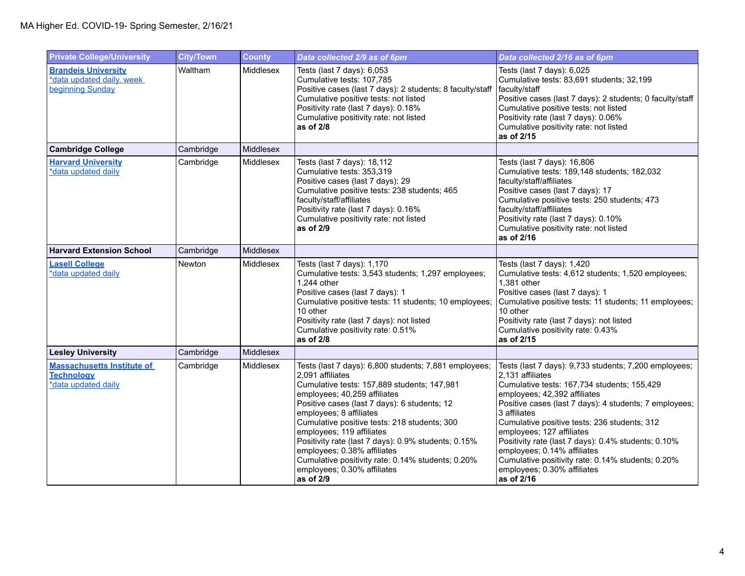MA Higher Ed. COVID-19- Spring Semester, 2/16/21

| Private College/University | City/Town | County | *Data collected 2/9 as of 6pm* | *Data collected 2/16 as of 6pm* |
|---|---|---|---|---|
| **Brandeis University**<br>*data updated daily, week beginning Sunday | Waltham | Middlesex | Tests (last 7 days): 6,053<br>Cumulative tests: 107,785<br>Positive cases (last 7 days): 2 students; 8 faculty/staff<br>Cumulative positive tests: not listed<br>Positivity rate (last 7 days): 0.18%<br>Cumulative positivity rate: not listed<br>**as of 2/8** | Tests (last 7 days): 6,025<br>Cumulative tests: 83,691 students; 32,199 faculty/staff<br>Positive cases (last 7 days): 2 students; 0 faculty/staff<br>Cumulative positive tests: not listed<br>Positivity rate (last 7 days): 0.06%<br>Cumulative positivity rate: not listed<br>**as of 2/15** |
| **Cambridge College** | Cambridge | Middlesex | | |
| **Harvard University**<br>*data updated daily | Cambridge | Middlesex | Tests (last 7 days): 18,112<br>Cumulative tests: 353,319<br>Positive cases (last 7 days): 29<br>Cumulative positive tests: 238 students; 465 faculty/staff/affiliates<br>Positivity rate (last 7 days): 0.16%<br>Cumulative positivity rate: not listed<br>**as of 2/9** | Tests (last 7 days): 16,806<br>Cumulative tests: 189,148 students; 182,032 faculty/staff/affiliates<br>Positive cases (last 7 days): 17<br>Cumulative positive tests: 250 students; 473 faculty/staff/affiliates<br>Positivity rate (last 7 days): 0.10%<br>Cumulative positivity rate: not listed<br>**as of 2/16** |
| **Harvard Extension School** | Cambridge | Middlesex | | |
| **Lasell College**<br>*data updated daily | Newton | Middlesex | Tests (last 7 days): 1,170<br>Cumulative tests: 3,543 students; 1,297 employees; 1,244 other<br>Positive cases (last 7 days): 1<br>Cumulative positive tests: 11 students; 10 employees; 10 other<br>Positivity rate (last 7 days): not listed<br>Cumulative positivity rate: 0.51%<br>**as of 2/8** | Tests (last 7 days): 1,420<br>Cumulative tests: 4,612 students; 1,520 employees; 1,381 other<br>Positive cases (last 7 days): 1<br>Cumulative positive tests: 11 students; 11 employees; 10 other<br>Positivity rate (last 7 days): not listed<br>Cumulative positivity rate: 0.43%<br>**as of 2/15** |
| **Lesley University** | Cambridge | Middlesex | | |
| **Massachusetts Institute of Technology**<br>*data updated daily | Cambridge | Middlesex | Tests (last 7 days): 6,800 students; 7,881 employees; 2,091 affiliates<br>Cumulative tests: 157,889 students; 147,981 employees; 40,259 affiliates<br>Positive cases (last 7 days): 6 students; 12 employees; 8 affiliates<br>Cumulative positive tests: 218 students; 300 employees; 119 affiliates<br>Positivity rate (last 7 days): 0.9% students; 0.15% employees; 0.38% affiliates<br>Cumulative positivity rate: 0.14% students; 0.20% employees; 0.30% affiliates<br>**as of 2/9** | Tests (last 7 days): 9,733 students; 7,200 employees; 2,131 affiliates<br>Cumulative tests: 167,734 students; 155,429 employees; 42,392 affiliates<br>Positive cases (last 7 days): 4 students; 7 employees; 3 affiliates<br>Cumulative positive tests: 236 students; 312 employees; 127 affiliates<br>Positivity rate (last 7 days): 0.4% students; 0.10% employees; 0.14% affiliates<br>Cumulative positivity rate: 0.14% students; 0.20% employees; 0.30% affiliates<br>**as of 2/16** |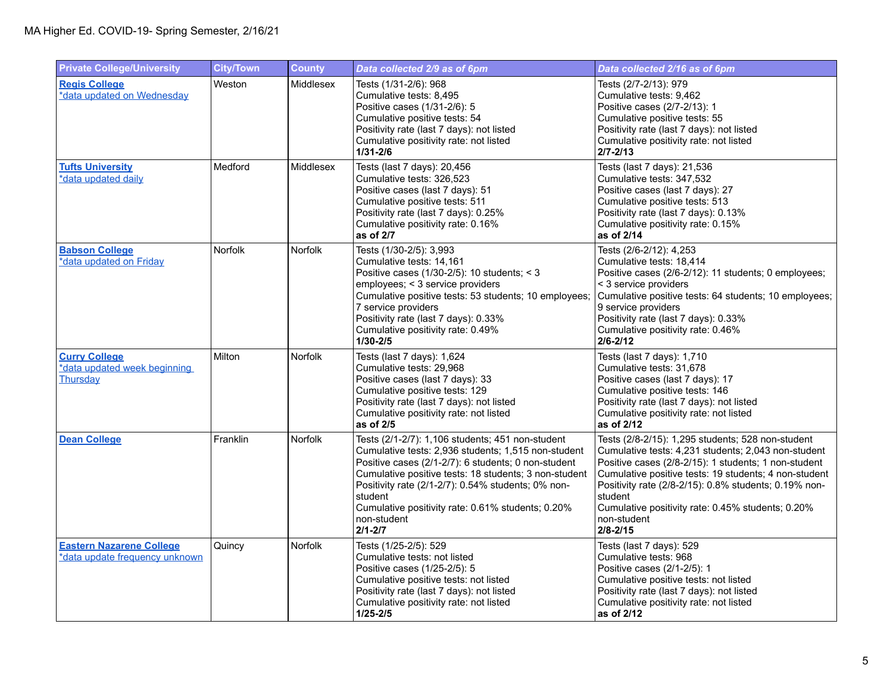MA Higher Ed. COVID-19- Spring Semester, 2/16/21

| Private College/University | City/Town | County | *Data collected 2/9 as of 6pm* | *Data collected 2/16 as of 6pm* |
|---|---|---|---|---|
| **Regis College**<br>*data updated on Wednesday | Weston | Middlesex | Tests (1/31-2/6): 968<br>Cumulative tests: 8,495<br>Positive cases (1/31-2/6): 5<br>Cumulative positive tests: 54<br>Positivity rate (last 7 days): not listed<br>Cumulative positivity rate: not listed<br>**1/31-2/6** | Tests (2/7-2/13): 979<br>Cumulative tests: 9,462<br>Positive cases (2/7-2/13): 1<br>Cumulative positive tests: 55<br>Positivity rate (last 7 days): not listed<br>Cumulative positivity rate: not listed<br>**2/7-2/13** |
| **Tufts University**<br>*data updated daily | Medford | Middlesex | Tests (last 7 days): 20,456<br>Cumulative tests: 326,523<br>Positive cases (last 7 days): 51<br>Cumulative positive tests: 511<br>Positivity rate (last 7 days): 0.25%<br>Cumulative positivity rate: 0.16%<br>**as of 2/7** | Tests (last 7 days): 21,536<br>Cumulative tests: 347,532<br>Positive cases (last 7 days): 27<br>Cumulative positive tests: 513<br>Positivity rate (last 7 days): 0.13%<br>Cumulative positivity rate: 0.15%<br>**as of 2/14** |
| **Babson College**<br>*data updated on Friday | Norfolk | Norfolk | Tests (1/30-2/5): 3,993<br>Cumulative tests: 14,161<br>Positive cases (1/30-2/5): 10 students; < 3 employees; < 3 service providers<br>Cumulative positive tests: 53 students; 10 employees; 7 service providers<br>Positivity rate (last 7 days): 0.33%<br>Cumulative positivity rate: 0.49%<br>**1/30-2/5** | Tests (2/6-2/12): 4,253<br>Cumulative tests: 18,414<br>Positive cases (2/6-2/12): 11 students; 0 employees; < 3 service providers<br>Cumulative positive tests: 64 students; 10 employees; 9 service providers<br>Positivity rate (last 7 days): 0.33%<br>Cumulative positivity rate: 0.46%<br>**2/6-2/12** |
| **Curry College**<br>*data updated week beginning Thursday | Milton | Norfolk | Tests (last 7 days): 1,624<br>Cumulative tests: 29,968<br>Positive cases (last 7 days): 33<br>Cumulative positive tests: 129<br>Positivity rate (last 7 days): not listed<br>Cumulative positivity rate: not listed<br>**as of 2/5** | Tests (last 7 days): 1,710<br>Cumulative tests: 31,678<br>Positive cases (last 7 days): 17<br>Cumulative positive tests: 146<br>Positivity rate (last 7 days): not listed<br>Cumulative positivity rate: not listed<br>**as of 2/12** |
| **Dean College** | Franklin | Norfolk | Tests (2/1-2/7): 1,106 students; 451 non-student<br>Cumulative tests: 2,936 students; 1,515 non-student<br>Positive cases (2/1-2/7): 6 students; 0 non-student<br>Cumulative positive tests: 18 students; 3 non-student<br>Positivity rate (2/1-2/7): 0.54% students; 0% non-student<br>Cumulative positivity rate: 0.61% students; 0.20% non-student<br>**2/1-2/7** | Tests (2/8-2/15): 1,295 students; 528 non-student<br>Cumulative tests: 4,231 students; 2,043 non-student<br>Positive cases (2/8-2/15): 1 students; 1 non-student<br>Cumulative positive tests: 19 students; 4 non-student<br>Positivity rate (2/8-2/15): 0.8% students; 0.19% non-student<br>Cumulative positivity rate: 0.45% students; 0.20% non-student<br>**2/8-2/15** |
| **Eastern Nazarene College**<br>*data update frequency unknown | Quincy | Norfolk | Tests (1/25-2/5): 529<br>Cumulative tests: not listed<br>Positive cases (1/25-2/5): 5<br>Cumulative positive tests: not listed<br>Positivity rate (last 7 days): not listed<br>Cumulative positivity rate: not listed<br>**1/25-2/5** | Tests (last 7 days): 529<br>Cumulative tests: 968<br>Positive cases (2/1-2/5): 1<br>Cumulative positive tests: not listed<br>Positivity rate (last 7 days): not listed<br>Cumulative positivity rate: not listed<br>**as of 2/12** |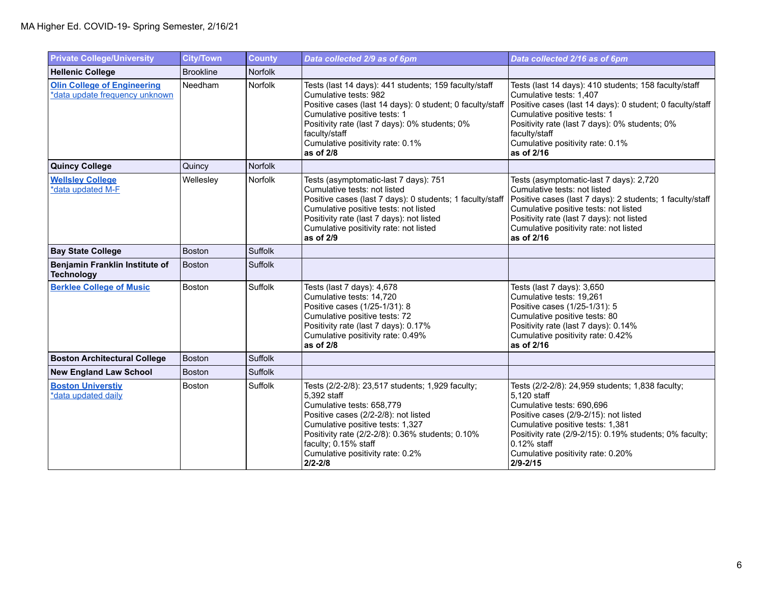MA Higher Ed. COVID-19- Spring Semester, 2/16/21

| Private College/University | City/Town | County | *Data collected 2/9 as of 6pm* | *Data collected 2/16 as of 6pm* |
|---|---|---|---|---|
| **Hellenic College** | Brookline | Norfolk | | |
| **Olin College of Engineering** *data update frequency unknown | Needham | Norfolk | Tests (last 14 days): 441 students; 159 faculty/staff<br>Cumulative tests: 982<br>Positive cases (last 14 days): 0 student; 0 faculty/staff<br>Cumulative positive tests: 1<br>Positivity rate (last 7 days): 0% students; 0% faculty/staff<br>Cumulative positivity rate: 0.1%<br>**as of 2/8** | Tests (last 14 days): 410 students; 158 faculty/staff<br>Cumulative tests: 1,407<br>Positive cases (last 14 days): 0 student; 0 faculty/staff<br>Cumulative positive tests: 1<br>Positivity rate (last 7 days): 0% students; 0% faculty/staff<br>Cumulative positivity rate: 0.1%<br>**as of 2/16** |
| **Quincy College** | Quincy | Norfolk | | |
| **Wellsley College** *data updated M-F | Wellesley | Norfolk | Tests (asymptomatic-last 7 days): 751<br>Cumulative tests: not listed<br>Positive cases (last 7 days): 0 students; 1 faculty/staff<br>Cumulative positive tests: not listed<br>Positivity rate (last 7 days): not listed<br>Cumulative positivity rate: not listed<br>**as of 2/9** | Tests (asymptomatic-last 7 days): 2,720<br>Cumulative tests: not listed<br>Positive cases (last 7 days): 2 students; 1 faculty/staff<br>Cumulative positive tests: not listed<br>Positivity rate (last 7 days): not listed<br>Cumulative positivity rate: not listed<br>**as of 2/16** |
| **Bay State College** | Boston | Suffolk | | |
| **Benjamin Franklin Institute of Technology** | Boston | Suffolk | | |
| **Berklee College of Music** | Boston | Suffolk | Tests (last 7 days): 4,678<br>Cumulative tests: 14,720<br>Positive cases (1/25-1/31): 8<br>Cumulative positive tests: 72<br>Positivity rate (last 7 days): 0.17%<br>Cumulative positivity rate: 0.49%<br>**as of 2/8** | Tests (last 7 days): 3,650<br>Cumulative tests: 19,261<br>Positive cases (1/25-1/31): 5<br>Cumulative positive tests: 80<br>Positivity rate (last 7 days): 0.14%<br>Cumulative positivity rate: 0.42%<br>**as of 2/16** |
| **Boston Architectural College** | Boston | Suffolk | | |
| **New England Law School** | Boston | Suffolk | | |
| **Boston Universtiy** *data updated daily | Boston | Suffolk | Tests (2/2-2/8): 23,517 students; 1,929 faculty; 5,392 staff<br>Cumulative tests: 658,779<br>Positive cases (2/2-2/8): not listed<br>Cumulative positive tests: 1,327<br>Positivity rate (2/2-2/8): 0.36% students; 0.10% faculty; 0.15% staff<br>Cumulative positivity rate: 0.2%<br>**2/2-2/8** | Tests (2/2-2/8): 24,959 students; 1,838 faculty; 5,120 staff<br>Cumulative tests: 690,696<br>Positive cases (2/9-2/15): not listed<br>Cumulative positive tests: 1,381<br>Positivity rate (2/9-2/15): 0.19% students; 0% faculty; 0.12% staff<br>Cumulative positivity rate: 0.20%<br>**2/9-2/15** |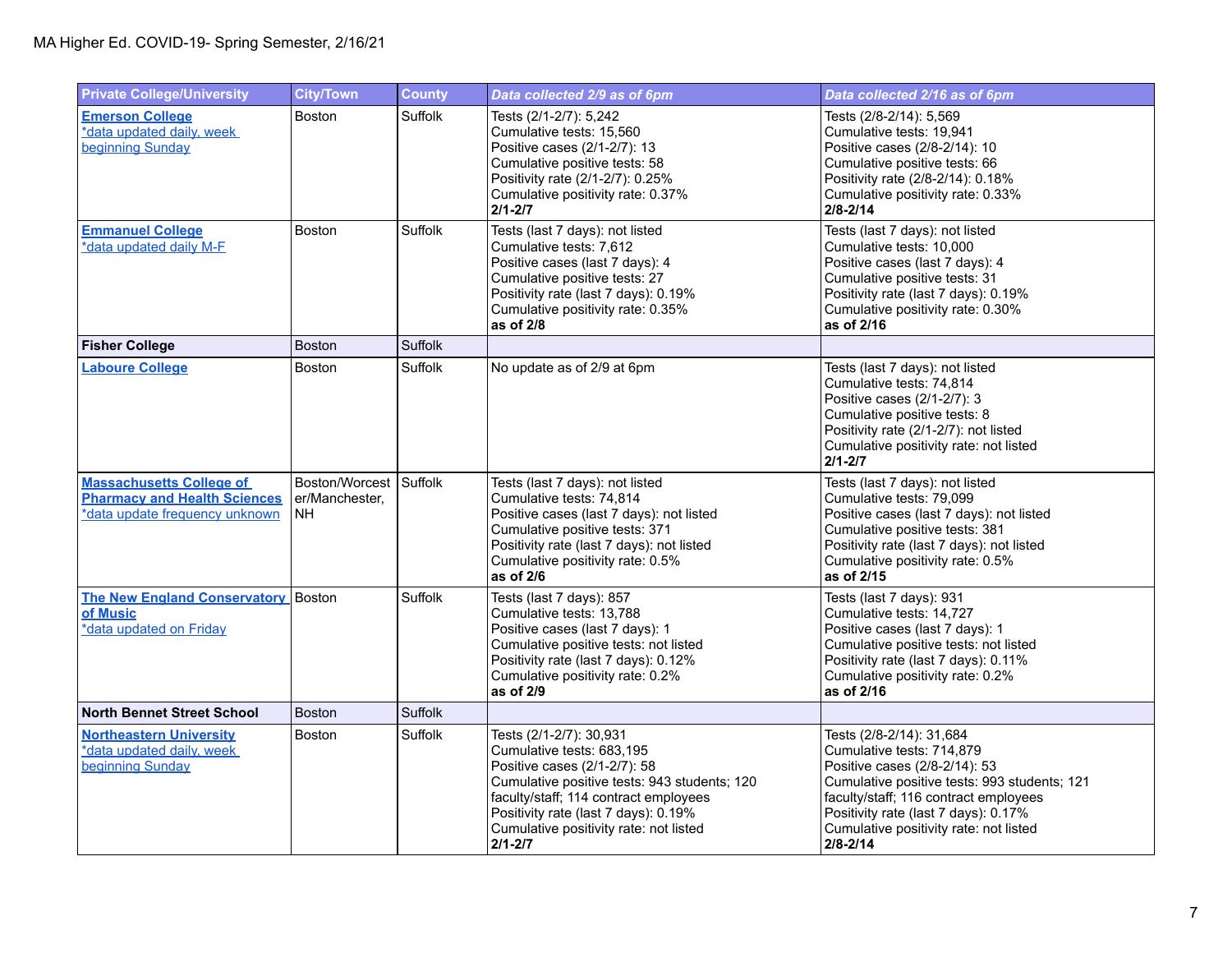MA Higher Ed. COVID-19- Spring Semester, 2/16/21

| Private College/University | City/Town | County | *Data collected 2/9 as of 6pm* | *Data collected 2/16 as of 6pm* |
|---|---|---|---|---|
| **Emerson College**<br>*data updated daily, week beginning Sunday | Boston | Suffolk | Tests (2/1-2/7): 5,242<br>Cumulative tests: 15,560<br>Positive cases (2/1-2/7): 13<br>Cumulative positive tests: 58<br>Positivity rate (2/1-2/7): 0.25%<br>Cumulative positivity rate: 0.37%<br>**2/1-2/7** | Tests (2/8-2/14): 5,569<br>Cumulative tests: 19,941<br>Positive cases (2/8-2/14): 10<br>Cumulative positive tests: 66<br>Positivity rate (2/8-2/14): 0.18%<br>Cumulative positivity rate: 0.33%<br>**2/8-2/14** |
| **Emmanuel College**<br>*data updated daily M-F | Boston | Suffolk | Tests (last 7 days): not listed<br>Cumulative tests: 7,612<br>Positive cases (last 7 days): 4<br>Cumulative positive tests: 27<br>Positivity rate (last 7 days): 0.19%<br>Cumulative positivity rate: 0.35%<br>**as of 2/8** | Tests (last 7 days): not listed<br>Cumulative tests: 10,000<br>Positive cases (last 7 days): 4<br>Cumulative positive tests: 31<br>Positivity rate (last 7 days): 0.19%<br>Cumulative positivity rate: 0.30%<br>**as of 2/16** |
| **Fisher College** | Boston | Suffolk | | |
| **Laboure College** | Boston | Suffolk | No update as of 2/9 at 6pm | Tests (last 7 days): not listed<br>Cumulative tests: 74,814<br>Positive cases (2/1-2/7): 3<br>Cumulative positive tests: 8<br>Positivity rate (2/1-2/7): not listed<br>Cumulative positivity rate: not listed<br>**2/1-2/7** |
| **Massachusetts College of Pharmacy and Health Sciences**<br>*data update frequency unknown | Boston/Worcester/Manchester, NH | Suffolk | Tests (last 7 days): not listed<br>Cumulative tests: 74,814<br>Positive cases (last 7 days): not listed<br>Cumulative positive tests: 371<br>Positivity rate (last 7 days): not listed<br>Cumulative positivity rate: 0.5%<br>**as of 2/6** | Tests (last 7 days): not listed<br>Cumulative tests: 79,099<br>Positive cases (last 7 days): not listed<br>Cumulative positive tests: 381<br>Positivity rate (last 7 days): not listed<br>Cumulative positivity rate: 0.5%<br>**as of 2/15** |
| **The New England Conservatory of Music**<br>*data updated on Friday | Boston | Suffolk | Tests (last 7 days): 857<br>Cumulative tests: 13,788<br>Positive cases (last 7 days): 1<br>Cumulative positive tests: not listed<br>Positivity rate (last 7 days): 0.12%<br>Cumulative positivity rate: 0.2%<br>**as of 2/9** | Tests (last 7 days): 931<br>Cumulative tests: 14,727<br>Positive cases (last 7 days): 1<br>Cumulative positive tests: not listed<br>Positivity rate (last 7 days): 0.11%<br>Cumulative positivity rate: 0.2%<br>**as of 2/16** |
| **North Bennet Street School** | Boston | Suffolk | | |
| **Northeastern University**<br>*data updated daily, week beginning Sunday | Boston | Suffolk | Tests (2/1-2/7): 30,931<br>Cumulative tests: 683,195<br>Positive cases (2/1-2/7): 58<br>Cumulative positive tests: 943 students; 120 faculty/staff; 114 contract employees<br>Positivity rate (last 7 days): 0.19%<br>Cumulative positivity rate: not listed<br>**2/1-2/7** | Tests (2/8-2/14): 31,684<br>Cumulative tests: 714,879<br>Positive cases (2/8-2/14): 53<br>Cumulative positive tests: 993 students; 121 faculty/staff; 116 contract employees<br>Positivity rate (last 7 days): 0.17%<br>Cumulative positivity rate: not listed<br>**2/8-2/14** |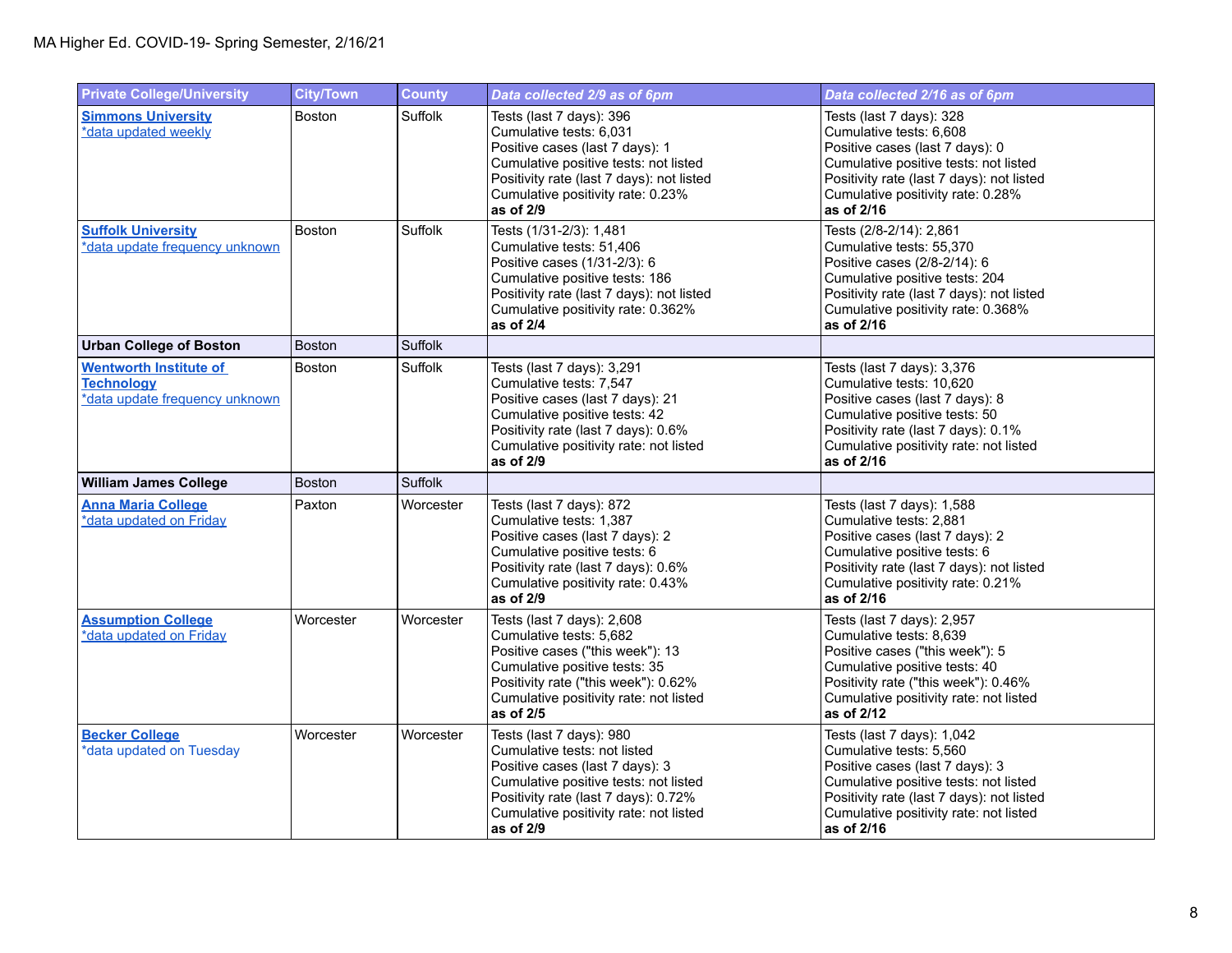MA Higher Ed. COVID-19- Spring Semester, 2/16/21

| Private College/University | City/Town | County | *Data collected 2/9 as of 6pm* | *Data collected 2/16 as of 6pm* |
|---|---|---|---|---|
| **Simmons University**<br>*data updated weekly | Boston | Suffolk | Tests (last 7 days): 396<br>Cumulative tests: 6,031<br>Positive cases (last 7 days): 1<br>Cumulative positive tests: not listed<br>Positivity rate (last 7 days): not listed<br>Cumulative positivity rate: 0.23%<br>**as of 2/9** | Tests (last 7 days): 328<br>Cumulative tests: 6,608<br>Positive cases (last 7 days): 0<br>Cumulative positive tests: not listed<br>Positivity rate (last 7 days): not listed<br>Cumulative positivity rate: 0.28%<br>**as of 2/16** |
| **Suffolk University**<br>*data update frequency unknown | Boston | Suffolk | Tests (1/31-2/3): 1,481<br>Cumulative tests: 51,406<br>Positive cases (1/31-2/3): 6<br>Cumulative positive tests: 186<br>Positivity rate (last 7 days): not listed<br>Cumulative positivity rate: 0.362%<br>**as of 2/4** | Tests (2/8-2/14): 2,861<br>Cumulative tests: 55,370<br>Positive cases (2/8-2/14): 6<br>Cumulative positive tests: 204<br>Positivity rate (last 7 days): not listed<br>Cumulative positivity rate: 0.368%<br>**as of 2/16** |
| **Urban College of Boston** | Boston | Suffolk | | |
| **Wentworth Institute of Technology**<br>*data update frequency unknown | Boston | Suffolk | Tests (last 7 days): 3,291<br>Cumulative tests: 7,547<br>Positive cases (last 7 days): 21<br>Cumulative positive tests: 42<br>Positivity rate (last 7 days): 0.6%<br>Cumulative positivity rate: not listed<br>**as of 2/9** | Tests (last 7 days): 3,376<br>Cumulative tests: 10,620<br>Positive cases (last 7 days): 8<br>Cumulative positive tests: 50<br>Positivity rate (last 7 days): 0.1%<br>Cumulative positivity rate: not listed<br>**as of 2/16** |
| **William James College** | Boston | Suffolk | | |
| **Anna Maria College**<br>*data updated on Friday | Paxton | Worcester | Tests (last 7 days): 872<br>Cumulative tests: 1,387<br>Positive cases (last 7 days): 2<br>Cumulative positive tests: 6<br>Positivity rate (last 7 days): 0.6%<br>Cumulative positivity rate: 0.43%<br>**as of 2/9** | Tests (last 7 days): 1,588<br>Cumulative tests: 2,881<br>Positive cases (last 7 days): 2<br>Cumulative positive tests: 6<br>Positivity rate (last 7 days): not listed<br>Cumulative positivity rate: 0.21%<br>**as of 2/16** |
| **Assumption College**<br>*data updated on Friday | Worcester | Worcester | Tests (last 7 days): 2,608<br>Cumulative tests: 5,682<br>Positive cases ("this week"): 13<br>Cumulative positive tests: 35<br>Positivity rate ("this week"): 0.62%<br>Cumulative positivity rate: not listed<br>**as of 2/5** | Tests (last 7 days): 2,957<br>Cumulative tests: 8,639<br>Positive cases ("this week"): 5<br>Cumulative positive tests: 40<br>Positivity rate ("this week"): 0.46%<br>Cumulative positivity rate: not listed<br>**as of 2/12** |
| **Becker College**<br>*data updated on Tuesday | Worcester | Worcester | Tests (last 7 days): 980<br>Cumulative tests: not listed<br>Positive cases (last 7 days): 3<br>Cumulative positive tests: not listed<br>Positivity rate (last 7 days): 0.72%<br>Cumulative positivity rate: not listed<br>**as of 2/9** | Tests (last 7 days): 1,042<br>Cumulative tests: 5,560<br>Positive cases (last 7 days): 3<br>Cumulative positive tests: not listed<br>Positivity rate (last 7 days): not listed<br>Cumulative positivity rate: not listed<br>**as of 2/16** |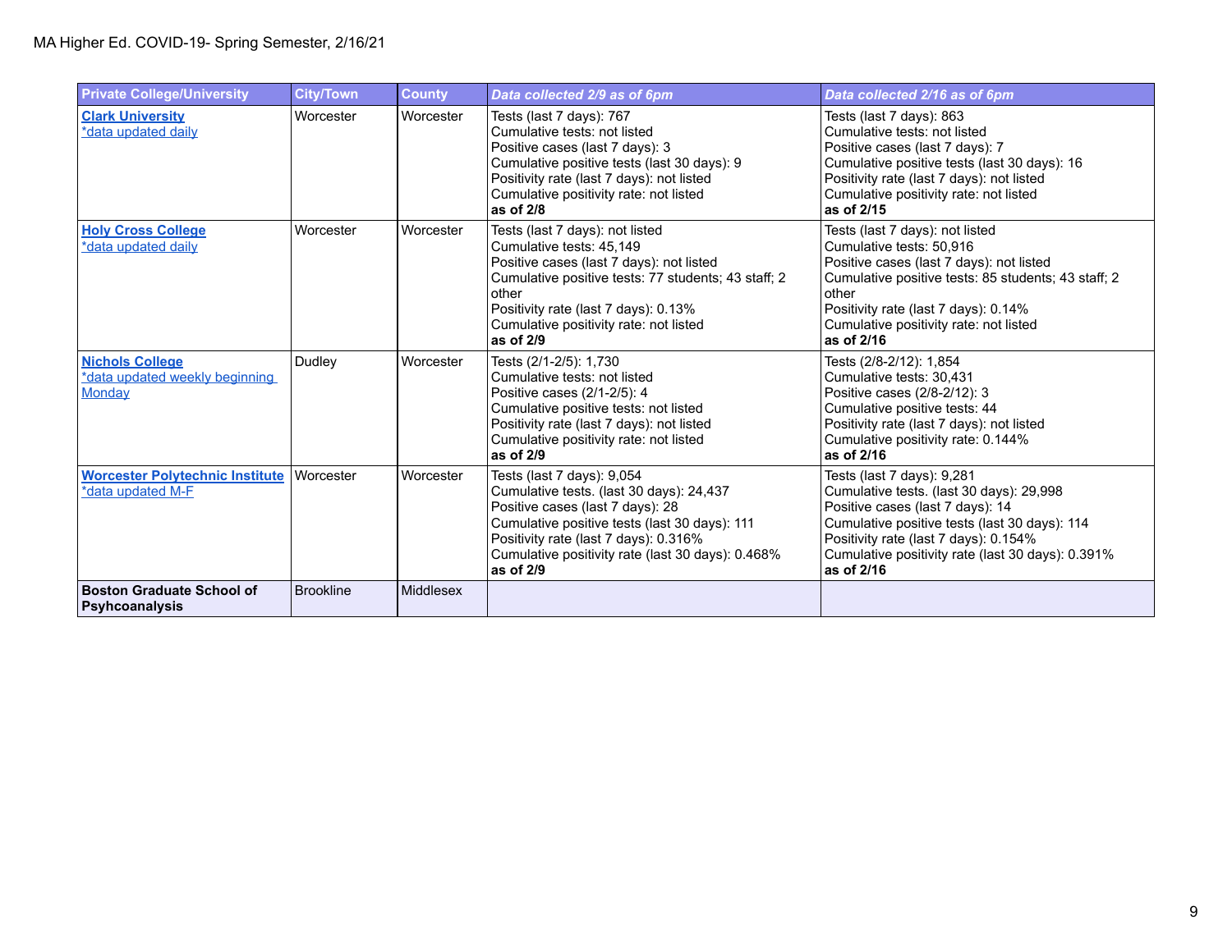MA Higher Ed. COVID-19- Spring Semester, 2/16/21

| Private College/University | City/Town | County | *Data collected 2/9 as of 6pm* | *Data collected 2/16 as of 6pm* |
|---|---|---|---|---|
| **Clark University**<br>*data updated daily | Worcester | Worcester | Tests (last 7 days): 767<br>Cumulative tests: not listed<br>Positive cases (last 7 days): 3<br>Cumulative positive tests (last 30 days): 9<br>Positivity rate (last 7 days): not listed<br>Cumulative positivity rate: not listed<br>**as of 2/8** | Tests (last 7 days): 863<br>Cumulative tests: not listed<br>Positive cases (last 7 days): 7<br>Cumulative positive tests (last 30 days): 16<br>Positivity rate (last 7 days): not listed<br>Cumulative positivity rate: not listed<br>**as of 2/15** |
| **Holy Cross College**<br>*data updated daily | Worcester | Worcester | Tests (last 7 days): not listed<br>Cumulative tests: 45,149<br>Positive cases (last 7 days): not listed<br>Cumulative positive tests: 77 students; 43 staff; 2 other<br>Positivity rate (last 7 days): 0.13%<br>Cumulative positivity rate: not listed<br>**as of 2/9** | Tests (last 7 days): not listed<br>Cumulative tests: 50,916<br>Positive cases (last 7 days): not listed<br>Cumulative positive tests: 85 students; 43 staff; 2 other<br>Positivity rate (last 7 days): 0.14%<br>Cumulative positivity rate: not listed<br>**as of 2/16** |
| **Nichols College**<br>*data updated weekly beginning Monday | Dudley | Worcester | Tests (2/1-2/5): 1,730<br>Cumulative tests: not listed<br>Positive cases (2/1-2/5): 4<br>Cumulative positive tests: not listed<br>Positivity rate (last 7 days): not listed<br>Cumulative positivity rate: not listed<br>**as of 2/9** | Tests (2/8-2/12): 1,854<br>Cumulative tests: 30,431<br>Positive cases (2/8-2/12): 3<br>Cumulative positive tests: 44<br>Positivity rate (last 7 days): not listed<br>Cumulative positivity rate: 0.144%<br>**as of 2/16** |
| **Worcester Polytechnic Institute**<br>*data updated M-F | Worcester | Worcester | Tests (last 7 days): 9,054<br>Cumulative tests. (last 30 days): 24,437<br>Positive cases (last 7 days): 28<br>Cumulative positive tests (last 30 days): 111<br>Positivity rate (last 7 days): 0.316%<br>Cumulative positivity rate (last 30 days): 0.468%<br>**as of 2/9** | Tests (last 7 days): 9,281<br>Cumulative tests. (last 30 days): 29,998<br>Positive cases (last 7 days): 14<br>Cumulative positive tests (last 30 days): 114<br>Positivity rate (last 7 days): 0.154%<br>Cumulative positivity rate (last 30 days): 0.391%<br>**as of 2/16** |
| **Boston Graduate School of Psyhcoanalysis** | Brookline | Middlesex | | |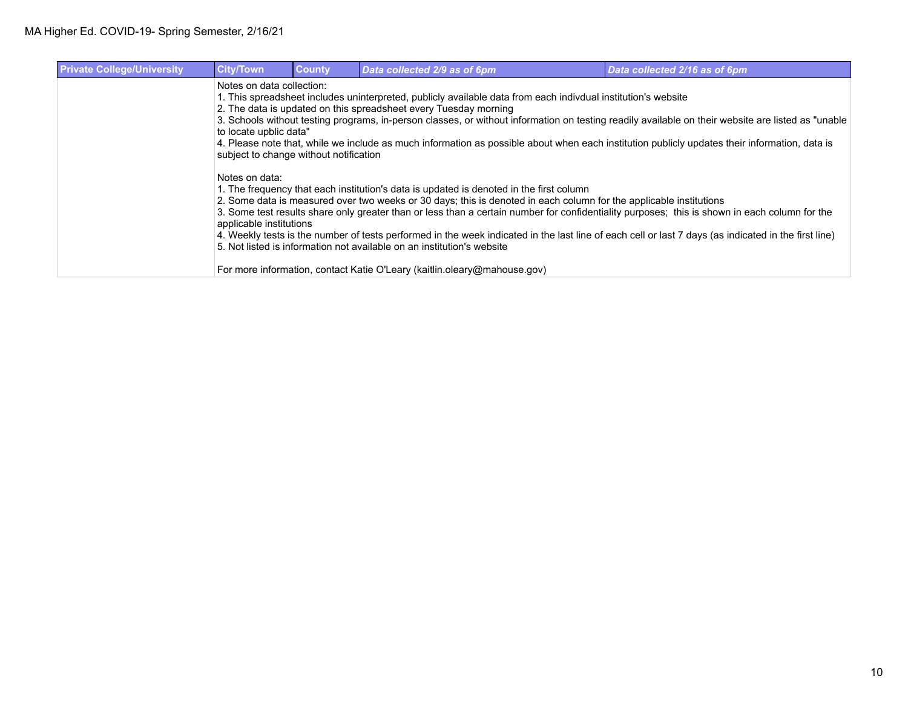| Private College/University | City/Town | County | *Data collected 2/9 as of 6pm* | *Data collected 2/16 as of 6pm* |
|---|---|---|---|---|
| | Notes on data collection:<br>1. This spreadsheet includes uninterpreted, publicly available data from each indivdual institution's website<br>2. The data is updated on this spreadsheet every Tuesday morning<br>3. Schools without testing programs, in-person classes, or without information on testing readily available on their website are listed as "unable to locate upblic data"<br>4. Please note that, while we include as much information as possible about when each institution publicly updates their information, data is subject to change without notification<br><br>Notes on data:<br>1. The frequency that each institution's data is updated is denoted in the first column<br>2. Some data is measured over two weeks or 30 days; this is denoted in each column for the applicable institutions<br>3. Some test results share only greater than or less than a certain number for confidentiality purposes; this is shown in each column for the applicable institutions<br>4. Weekly tests is the number of tests performed in the week indicated in the last line of each cell or last 7 days (as indicated in the first line)<br>5. Not listed is information not available on an institution's website<br><br>For more information, contact Katie O'Leary (kaitlin.oleary@mahouse.gov) | | | |